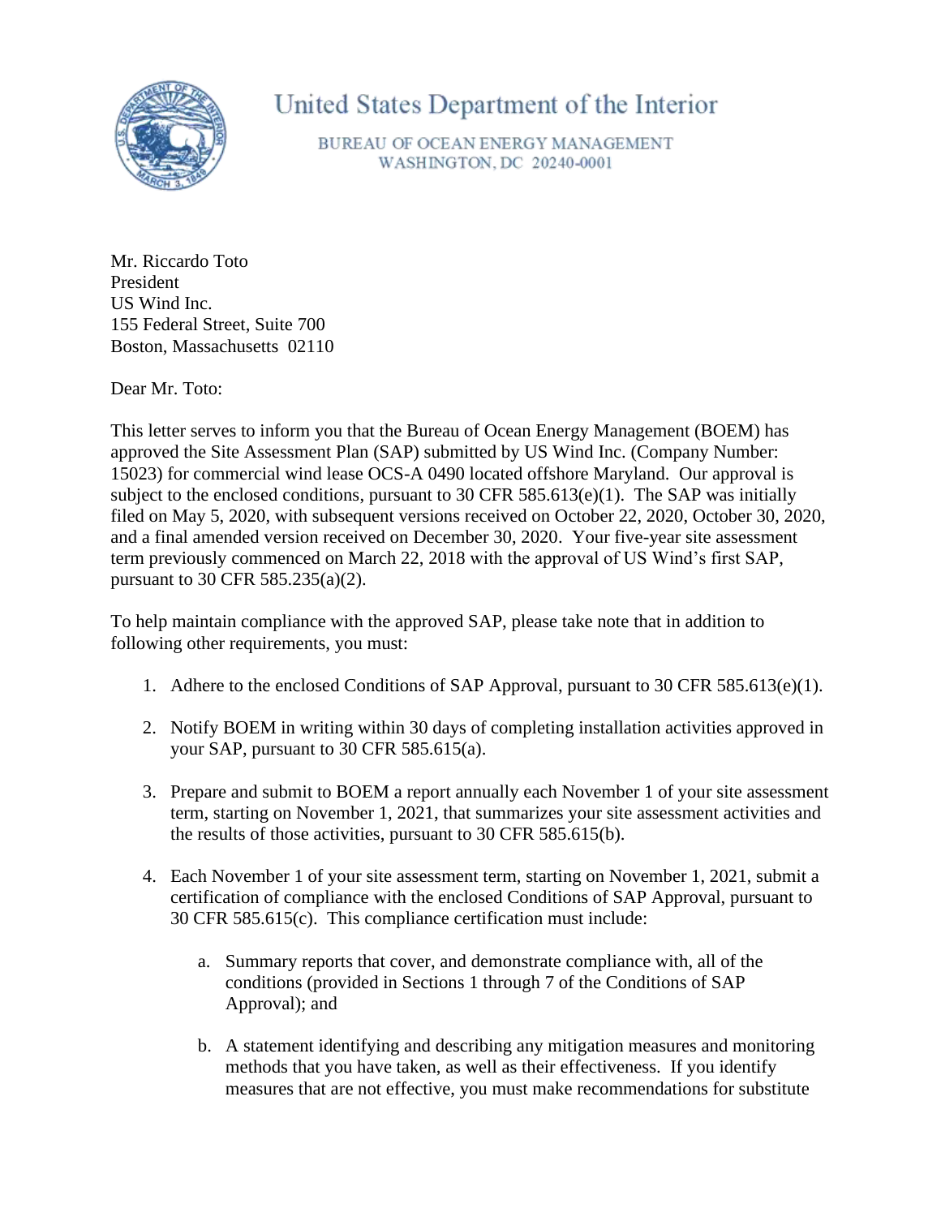United States Department of the Interior

BUREAU OF OCEAN ENERGY MANAGEMENT
WASHINGTON, DC 20240-0001

Mr. Riccardo Toto
President
US Wind Inc.
155 Federal Street, Suite 700
Boston, Massachusetts 02110

Dear Mr. Toto:

This letter serves to inform you that the Bureau of Ocean Energy Management (BOEM) has approved the Site Assessment Plan (SAP) submitted by US Wind Inc. (Company Number: 15023) for commercial wind lease OCS-A 0490 located offshore Maryland. Our approval is subject to the enclosed conditions, pursuant to 30 CFR 585.613(e)(1). The SAP was initially filed on May 5, 2020, with subsequent versions received on October 22, 2020, October 30, 2020, and a final amended version received on December 30, 2020. Your five-year site assessment term previously commenced on March 22, 2018 with the approval of US Wind's first SAP, pursuant to 30 CFR 585.235(a)(2).

To help maintain compliance with the approved SAP, please take note that in addition to following other requirements, you must:

1. Adhere to the enclosed Conditions of SAP Approval, pursuant to 30 CFR 585.613(e)(1).

2. Notify BOEM in writing within 30 days of completing installation activities approved in your SAP, pursuant to 30 CFR 585.615(a).

3. Prepare and submit to BOEM a report annually each November 1 of your site assessment term, starting on November 1, 2021, that summarizes your site assessment activities and the results of those activities, pursuant to 30 CFR 585.615(b).

4. Each November 1 of your site assessment term, starting on November 1, 2021, submit a certification of compliance with the enclosed Conditions of SAP Approval, pursuant to 30 CFR 585.615(c). This compliance certification must include:

    a. Summary reports that cover, and demonstrate compliance with, all of the conditions (provided in Sections 1 through 7 of the Conditions of SAP Approval); and

    b. A statement identifying and describing any mitigation measures and monitoring methods that you have taken, as well as their effectiveness. If you identify measures that are not effective, you must make recommendations for substitute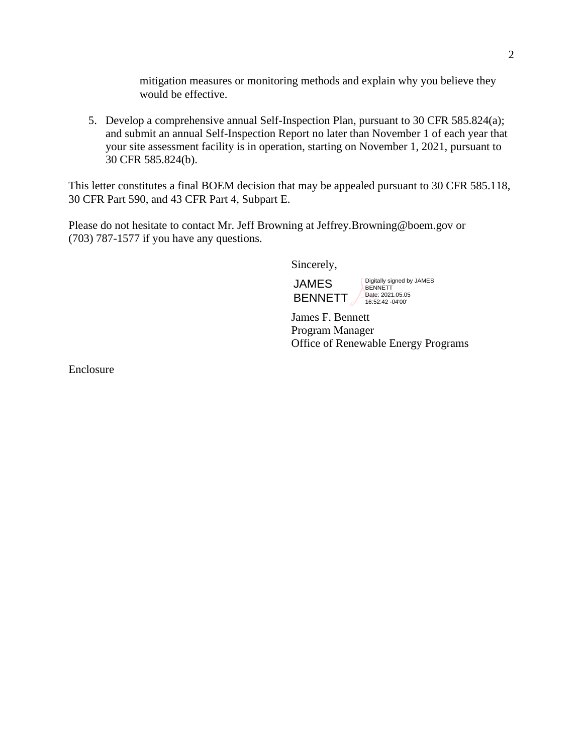mitigation measures or monitoring methods and explain why you believe they would be effective.

5. Develop a comprehensive annual Self-Inspection Plan, pursuant to 30 CFR 585.824(a); and submit an annual Self-Inspection Report no later than November 1 of each year that your site assessment facility is in operation, starting on November 1, 2021, pursuant to 30 CFR 585.824(b).

This letter constitutes a final BOEM decision that may be appealed pursuant to 30 CFR 585.118, 30 CFR Part 590, and 43 CFR Part 4, Subpart E.

Please do not hesitate to contact Mr. Jeff Browning at Jeffrey.Browning@boem.gov or (703) 787-1577 if you have any questions.

Sincerely,

JAMES BENNETT

Digitally signed by JAMES BENNETT
Date: 2021.05.05 16:52:42 -04'00'

James F. Bennett
Program Manager
Office of Renewable Energy Programs

Enclosure